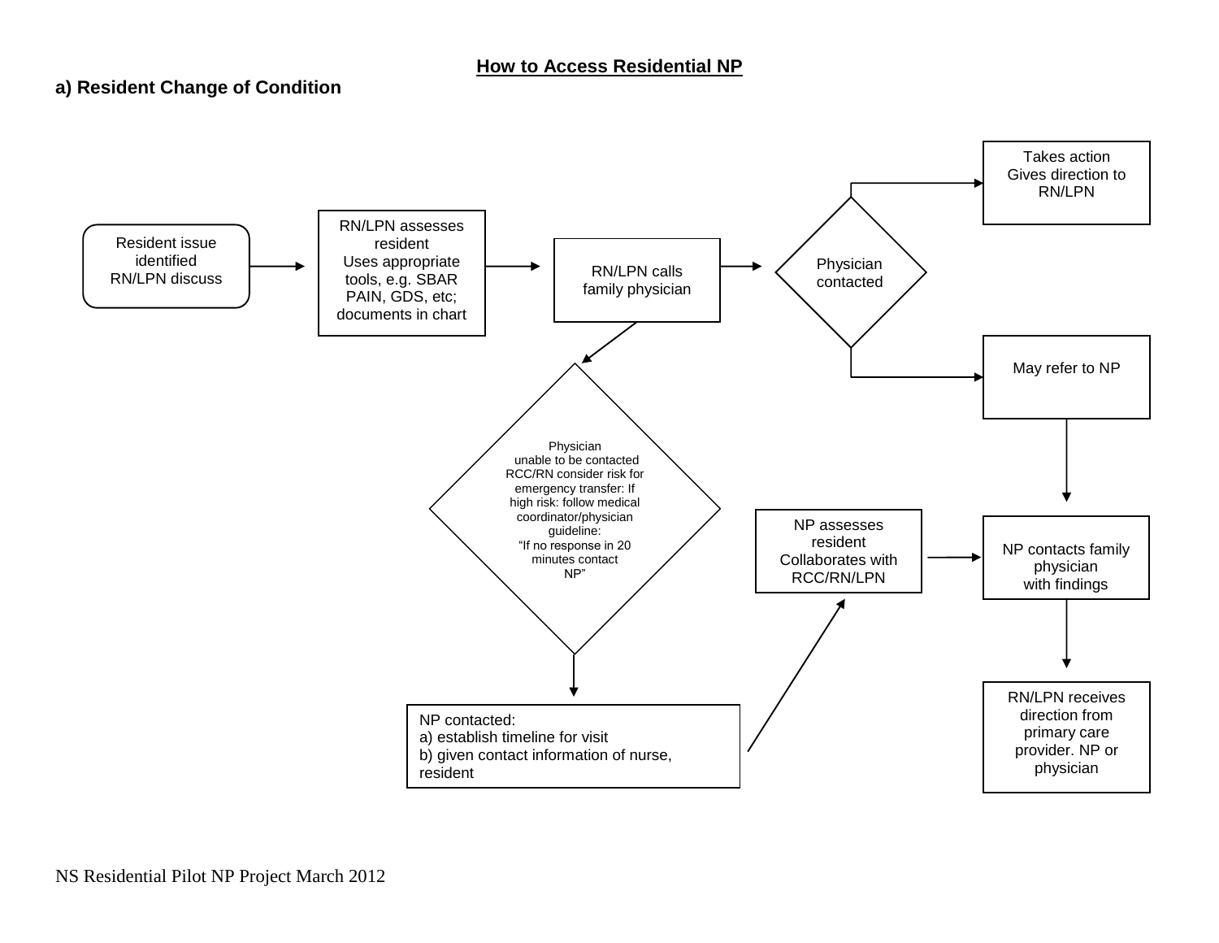# How to Access Residential NP

## a) Resident Change of Condition

Resident issue identified
RN/LPN discuss

RN/LPN assesses resident
Uses appropriate tools, e.g. SBAR PAIN, GDS, etc; documents in chart

RN/LPN calls family physician

Physician contacted

Takes action
Gives direction to RN/LPN

May refer to NP

Physician unable to be contacted
RCC/RN consider risk for emergency transfer: If high risk: follow medical coordinator/physician guideline:
"If no response in 20 minutes contact NP"

NP contacted:
a) establish timeline for visit
b) given contact information of nurse, resident

NP assesses resident
Collaborates with RCC/RN/LPN

NP contacts family physician with findings

RN/LPN receives direction from primary care provider. NP or physician

NS Residential Pilot NP Project March 2012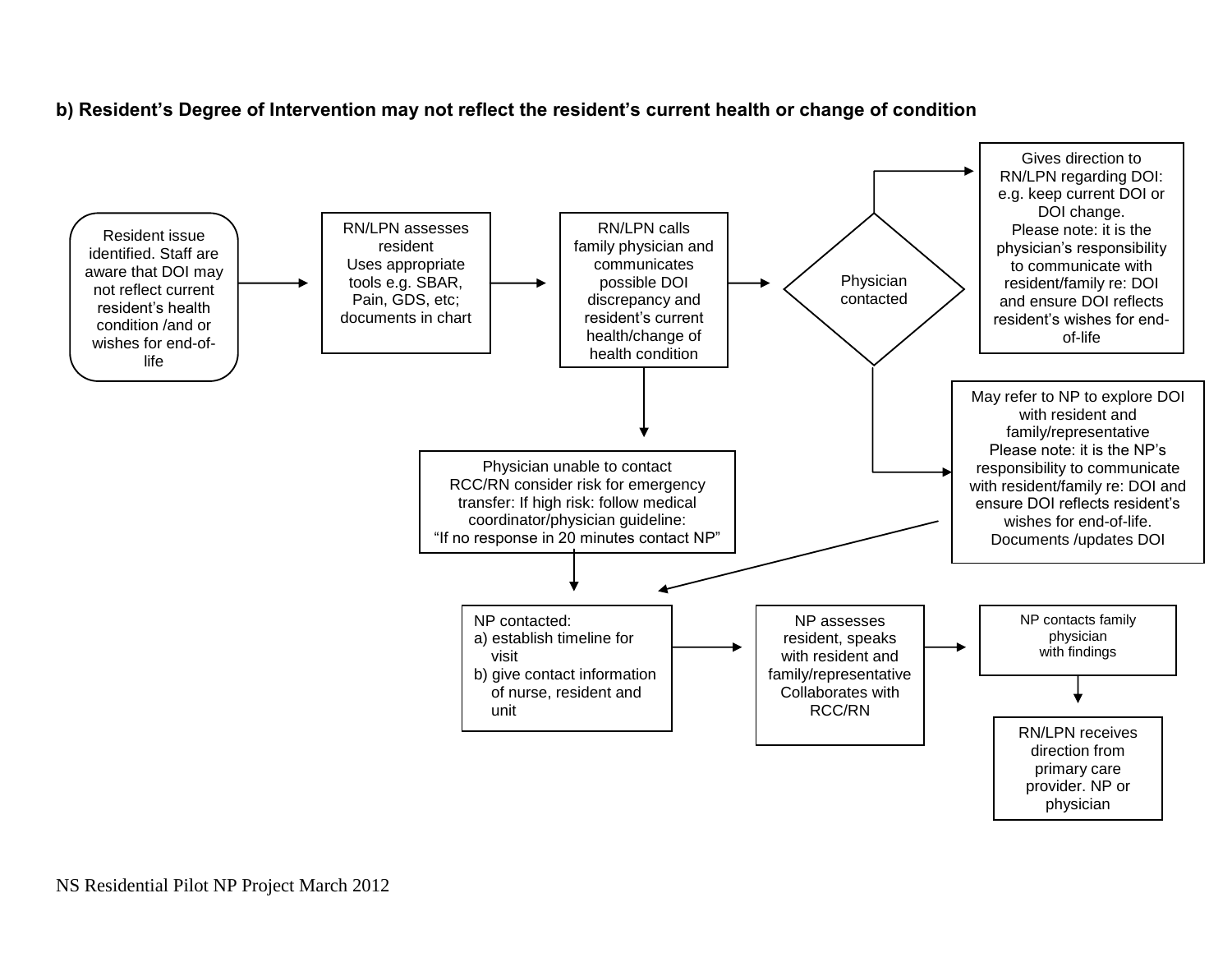**b) Resident's Degree of Intervention may not reflect the resident's current health or change of condition**

Resident issue identified. Staff are aware that DOI may not reflect current resident's health condition /and or wishes for end-of-life

RN/LPN assesses resident
Uses appropriate tools e.g. SBAR, Pain, GDS, etc; documents in chart

RN/LPN calls family physician and communicates possible DOI discrepancy and resident's current health/change of health condition

Physician contacted

Gives direction to RN/LPN regarding DOI: e.g. keep current DOI or DOI change.
Please note: it is the physician's responsibility to communicate with resident/family re: DOI and ensure DOI reflects resident's wishes for end-of-life

May refer to NP to explore DOI with resident and family/representative
Please note: it is the NP's responsibility to communicate with resident/family re: DOI and ensure DOI reflects resident's wishes for end-of-life.
Documents /updates DOI

Physician unable to contact
RCC/RN consider risk for emergency transfer: If high risk: follow medical coordinator/physician guideline:
"If no response in 20 minutes contact NP"

NP contacted:
a) establish timeline for visit
b) give contact information of nurse, resident and unit

NP assesses resident, speaks with resident and family/representative
Collaborates with RCC/RN

NP contacts family physician with findings

RN/LPN receives direction from primary care provider. NP or physician

NS Residential Pilot NP Project March 2012